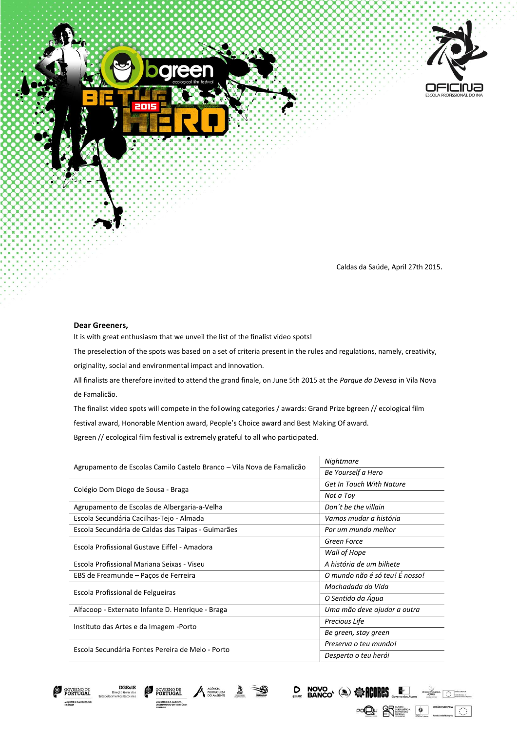Caldas da Saúde, April 27th 2015.

**Dear Greeners,**

It is with great enthusiasm that we unveil the list of the finalist video spots!

The preselection of the spots was based on a set of criteria present in the rules and regulations, namely, creativity, originality, social and environmental impact and innovation.

All finalists are therefore invited to attend the grand finale, on June 5th 2015 at the *Parque da Devesa* in Vila Nova de Famalicão.

The finalist video spots will compete in the following categories / awards: Grand Prize bgreen // ecological film festival award, Honorable Mention award, People's Choice award and Best Making Of award.

Bgreen // ecological film festival is extremely grateful to all who participated.

| School | Video spot |
|---|---|
| Agrupamento de Escolas Camilo Castelo Branco – Vila Nova de Famalicão | *Nightmare* |
| | *Be Yourself a Hero* |
| Colégio Dom Diogo de Sousa - Braga | *Get In Touch With Nature* |
| | *Not a Toy* |
| Agrupamento de Escolas de Albergaria-a-Velha | *Don´t be the villain* |
| Escola Secundária Cacilhas-Tejo - Almada | *Vamos mudar a história* |
| Escola Secundária de Caldas das Taipas - Guimarães | *Por um mundo melhor* |
| Escola Profissional Gustave Eiffel - Amadora | *Green Force* |
| | *Wall of Hope* |
| Escola Profissional Mariana Seixas - Viseu | *A história de um bilhete* |
| EBS de Freamunde – Paços de Ferreira | *O mundo não é só teu! É nosso!* |
| Escola Profissional de Felgueiras | *Machadada da Vida* |
| | *O Sentido da Água* |
| Alfacoop - Externato Infante D. Henrique - Braga | *Uma mão deve ajudar a outra* |
| Instituto das Artes e da Imagem -Porto | *Precious Life* |
| | *Be green, stay green* |
| Escola Secundária Fontes Pereira de Melo - Porto | *Preserva o teu mundo!* |
| | *Desperta o teu herói* |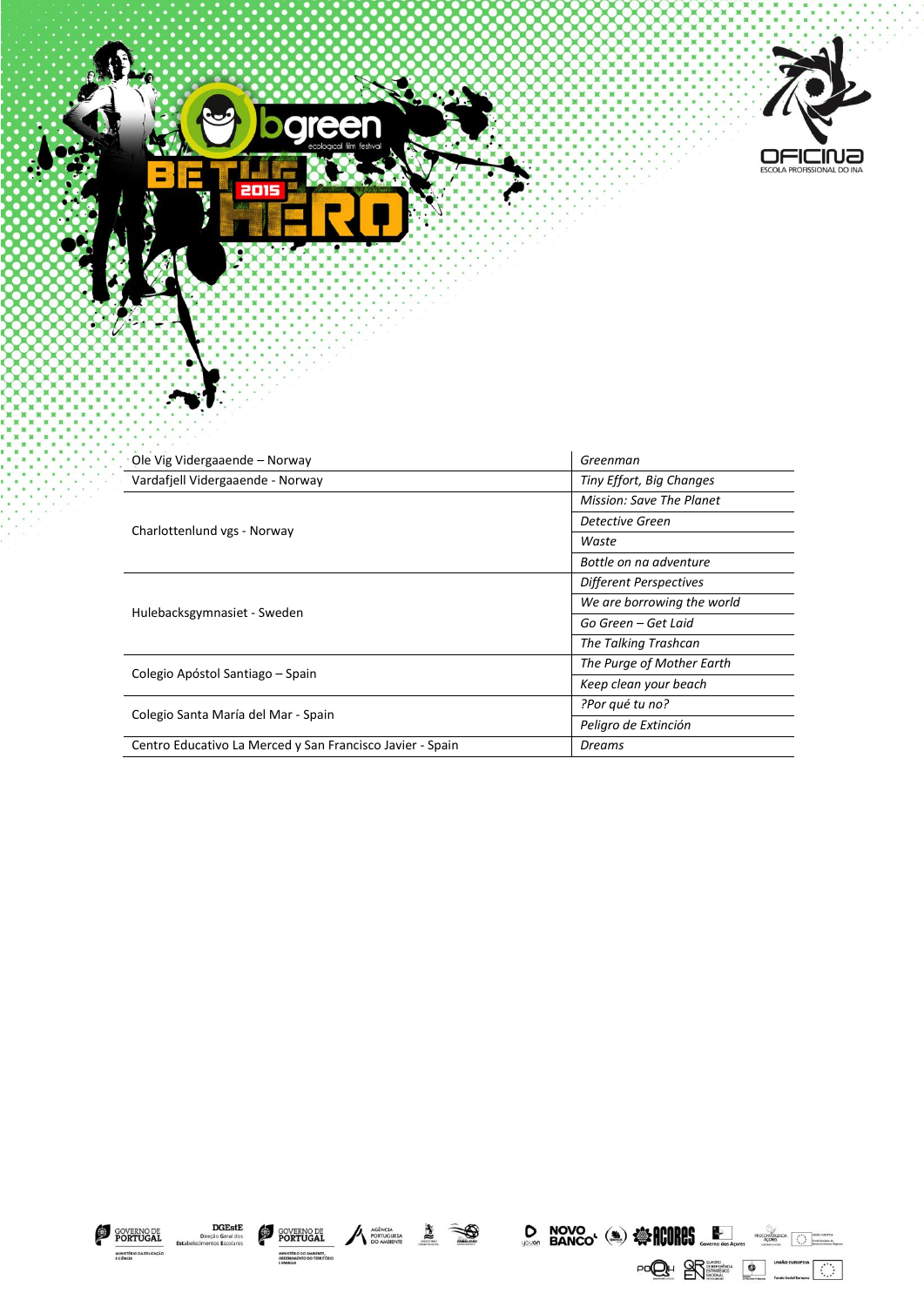| | |
|---|---|
| Ole Vig Vidergaaende – Norway | *Greenman* |
| Vardafjell Vidergaaende - Norway | *Tiny Effort, Big Changes* |
| Charlottenlund vgs - Norway | *Mission: Save The Planet* |
| | *Detective Green* |
| | *Waste* |
| | *Bottle on na adventure* |
| Hulebacksgymnasiet - Sweden | *Different Perspectives* |
| | *We are borrowing the world* |
| | *Go Green – Get Laid* |
| | *The Talking Trashcan* |
| Colegio Apóstol Santiago – Spain | *The Purge of Mother Earth* |
| | *Keep clean your beach* |
| Colegio Santa María del Mar - Spain | *?Por qué tu no?* |
| | *Peligro de Extinción* |
| Centro Educativo La Merced y San Francisco Javier - Spain | *Dreams* |